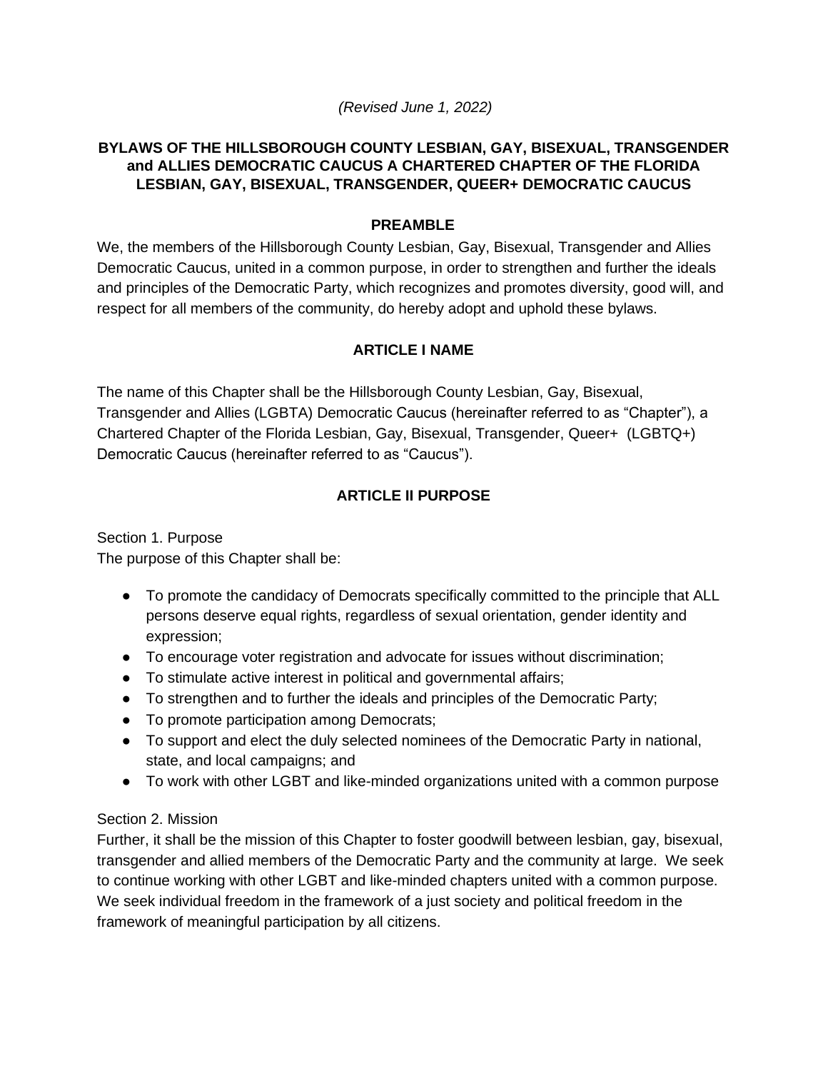*(Revised June 1, 2022)*

# BYLAWS OF THE HILLSBOROUGH COUNTY LESBIAN, GAY, BISEXUAL, TRANSGENDER and ALLIES DEMOCRATIC CAUCUS A CHARTERED CHAPTER OF THE FLORIDA LESBIAN, GAY, BISEXUAL, TRANSGENDER, QUEER+ DEMOCRATIC CAUCUS

## PREAMBLE

We, the members of the Hillsborough County Lesbian, Gay, Bisexual, Transgender and Allies Democratic Caucus, united in a common purpose, in order to strengthen and further the ideals and principles of the Democratic Party, which recognizes and promotes diversity, good will, and respect for all members of the community, do hereby adopt and uphold these bylaws.

## ARTICLE I NAME

The name of this Chapter shall be the Hillsborough County Lesbian, Gay, Bisexual, Transgender and Allies (LGBTA) Democratic Caucus (hereinafter referred to as "Chapter"), a Chartered Chapter of the Florida Lesbian, Gay, Bisexual, Transgender, Queer+ (LGBTQ+) Democratic Caucus (hereinafter referred to as "Caucus").

## ARTICLE II PURPOSE

Section 1. Purpose

The purpose of this Chapter shall be:

- To promote the candidacy of Democrats specifically committed to the principle that ALL persons deserve equal rights, regardless of sexual orientation, gender identity and expression;
- To encourage voter registration and advocate for issues without discrimination;
- To stimulate active interest in political and governmental affairs;
- To strengthen and to further the ideals and principles of the Democratic Party;
- To promote participation among Democrats;
- To support and elect the duly selected nominees of the Democratic Party in national, state, and local campaigns; and
- To work with other LGBT and like-minded organizations united with a common purpose

Section 2. Mission

Further, it shall be the mission of this Chapter to foster goodwill between lesbian, gay, bisexual, transgender and allied members of the Democratic Party and the community at large. We seek to continue working with other LGBT and like-minded chapters united with a common purpose. We seek individual freedom in the framework of a just society and political freedom in the framework of meaningful participation by all citizens.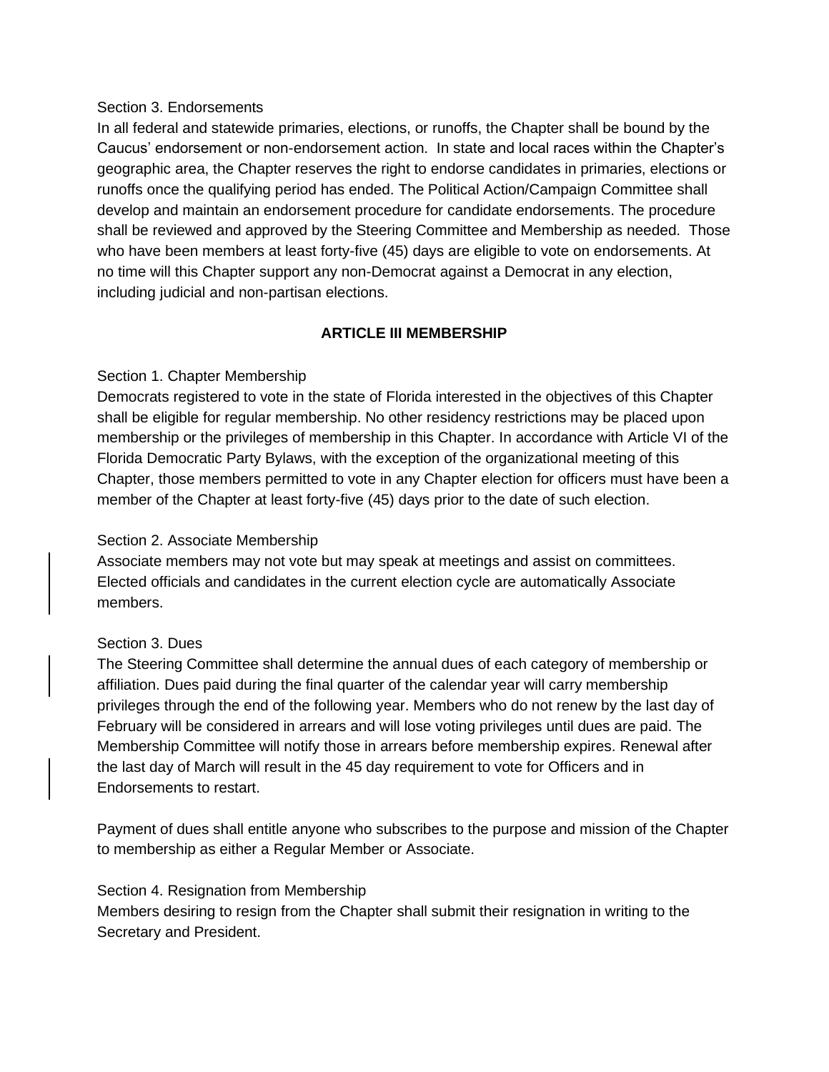Section 3. Endorsements

In all federal and statewide primaries, elections, or runoffs, the Chapter shall be bound by the Caucus' endorsement or non-endorsement action. In state and local races within the Chapter's geographic area, the Chapter reserves the right to endorse candidates in primaries, elections or runoffs once the qualifying period has ended. The Political Action/Campaign Committee shall develop and maintain an endorsement procedure for candidate endorsements. The procedure shall be reviewed and approved by the Steering Committee and Membership as needed. Those who have been members at least forty-five (45) days are eligible to vote on endorsements. At no time will this Chapter support any non-Democrat against a Democrat in any election, including judicial and non-partisan elections.

## ARTICLE III MEMBERSHIP

Section 1. Chapter Membership

Democrats registered to vote in the state of Florida interested in the objectives of this Chapter shall be eligible for regular membership. No other residency restrictions may be placed upon membership or the privileges of membership in this Chapter. In accordance with Article VI of the Florida Democratic Party Bylaws, with the exception of the organizational meeting of this Chapter, those members permitted to vote in any Chapter election for officers must have been a member of the Chapter at least forty-five (45) days prior to the date of such election.

Section 2. Associate Membership

Associate members may not vote but may speak at meetings and assist on committees. Elected officials and candidates in the current election cycle are automatically Associate members.

Section 3. Dues

The Steering Committee shall determine the annual dues of each category of membership or affiliation. Dues paid during the final quarter of the calendar year will carry membership privileges through the end of the following year. Members who do not renew by the last day of February will be considered in arrears and will lose voting privileges until dues are paid. The Membership Committee will notify those in arrears before membership expires. Renewal after the last day of March will result in the 45 day requirement to vote for Officers and in Endorsements to restart.

Payment of dues shall entitle anyone who subscribes to the purpose and mission of the Chapter to membership as either a Regular Member or Associate.

Section 4. Resignation from Membership

Members desiring to resign from the Chapter shall submit their resignation in writing to the Secretary and President.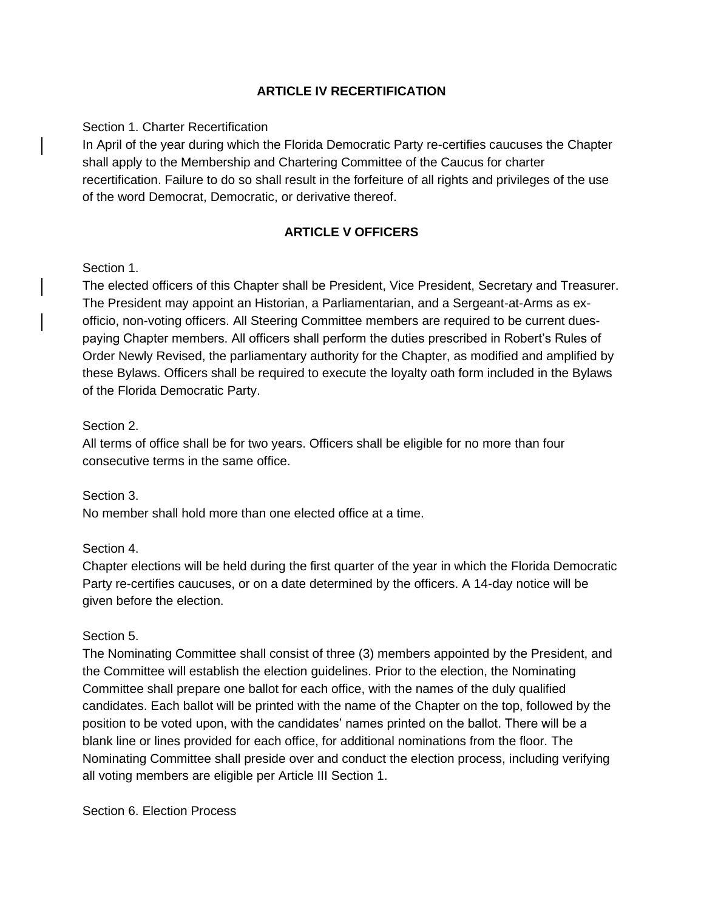## ARTICLE IV RECERTIFICATION

Section 1. Charter Recertification
In April of the year during which the Florida Democratic Party re-certifies caucuses the Chapter shall apply to the Membership and Chartering Committee of the Caucus for charter recertification. Failure to do so shall result in the forfeiture of all rights and privileges of the use of the word Democrat, Democratic, or derivative thereof.

## ARTICLE V OFFICERS

Section 1.
The elected officers of this Chapter shall be President, Vice President, Secretary and Treasurer. The President may appoint an Historian, a Parliamentarian, and a Sergeant-at-Arms as ex-officio, non-voting officers. All Steering Committee members are required to be current dues-paying Chapter members. All officers shall perform the duties prescribed in Robert's Rules of Order Newly Revised, the parliamentary authority for the Chapter, as modified and amplified by these Bylaws. Officers shall be required to execute the loyalty oath form included in the Bylaws of the Florida Democratic Party.

Section 2.
All terms of office shall be for two years. Officers shall be eligible for no more than four consecutive terms in the same office.

Section 3.
No member shall hold more than one elected office at a time.

Section 4.
Chapter elections will be held during the first quarter of the year in which the Florida Democratic Party re-certifies caucuses, or on a date determined by the officers. A 14-day notice will be given before the election.

Section 5.
The Nominating Committee shall consist of three (3) members appointed by the President, and the Committee will establish the election guidelines. Prior to the election, the Nominating Committee shall prepare one ballot for each office, with the names of the duly qualified candidates. Each ballot will be printed with the name of the Chapter on the top, followed by the position to be voted upon, with the candidates' names printed on the ballot. There will be a blank line or lines provided for each office, for additional nominations from the floor. The Nominating Committee shall preside over and conduct the election process, including verifying all voting members are eligible per Article III Section 1.

Section 6. Election Process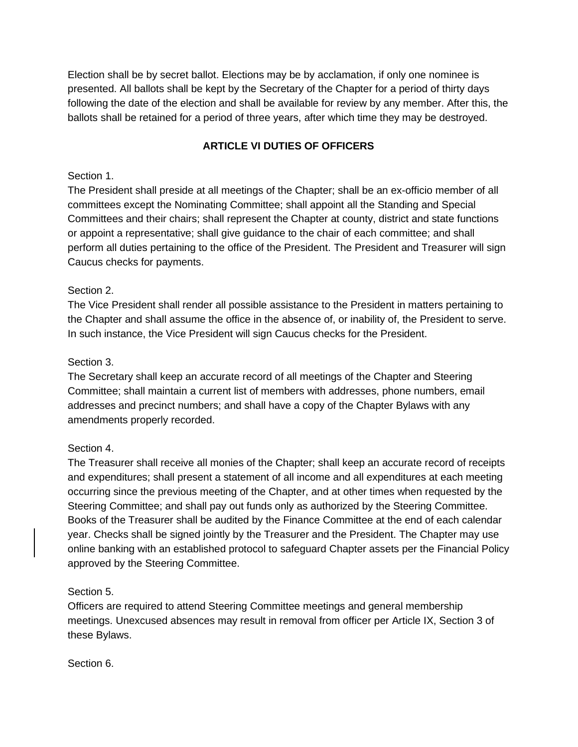Election shall be by secret ballot. Elections may be by acclamation, if only one nominee is presented. All ballots shall be kept by the Secretary of the Chapter for a period of thirty days following the date of the election and shall be available for review by any member. After this, the ballots shall be retained for a period of three years, after which time they may be destroyed.

## ARTICLE VI DUTIES OF OFFICERS

Section 1.
The President shall preside at all meetings of the Chapter; shall be an ex-officio member of all committees except the Nominating Committee; shall appoint all the Standing and Special Committees and their chairs; shall represent the Chapter at county, district and state functions or appoint a representative; shall give guidance to the chair of each committee; and shall perform all duties pertaining to the office of the President. The President and Treasurer will sign Caucus checks for payments.

Section 2.
The Vice President shall render all possible assistance to the President in matters pertaining to the Chapter and shall assume the office in the absence of, or inability of, the President to serve. In such instance, the Vice President will sign Caucus checks for the President.

Section 3.
The Secretary shall keep an accurate record of all meetings of the Chapter and Steering Committee; shall maintain a current list of members with addresses, phone numbers, email addresses and precinct numbers; and shall have a copy of the Chapter Bylaws with any amendments properly recorded.

Section 4.
The Treasurer shall receive all monies of the Chapter; shall keep an accurate record of receipts and expenditures; shall present a statement of all income and all expenditures at each meeting occurring since the previous meeting of the Chapter, and at other times when requested by the Steering Committee; and shall pay out funds only as authorized by the Steering Committee. Books of the Treasurer shall be audited by the Finance Committee at the end of each calendar year. Checks shall be signed jointly by the Treasurer and the President. The Chapter may use online banking with an established protocol to safeguard Chapter assets per the Financial Policy approved by the Steering Committee.

Section 5.
Officers are required to attend Steering Committee meetings and general membership meetings. Unexcused absences may result in removal from officer per Article IX, Section 3 of these Bylaws.

Section 6.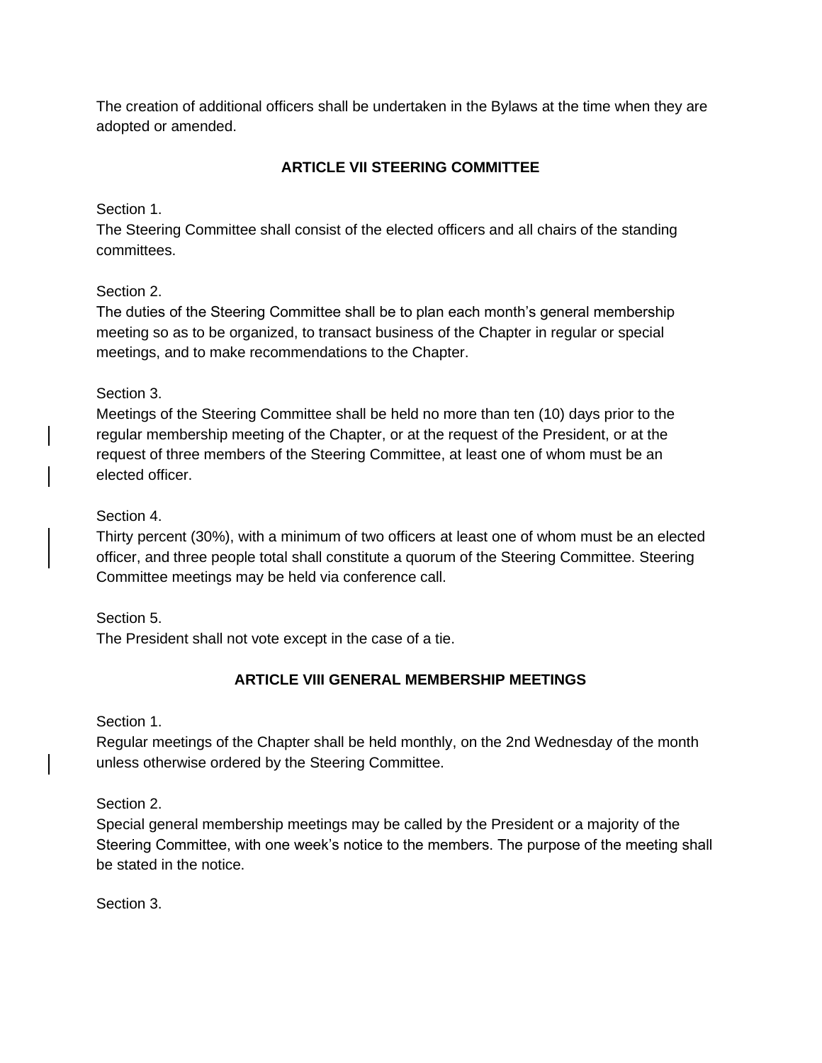The creation of additional officers shall be undertaken in the Bylaws at the time when they are adopted or amended.

## ARTICLE VII STEERING COMMITTEE

Section 1.
The Steering Committee shall consist of the elected officers and all chairs of the standing committees.

Section 2.
The duties of the Steering Committee shall be to plan each month's general membership meeting so as to be organized, to transact business of the Chapter in regular or special meetings, and to make recommendations to the Chapter.

Section 3.
Meetings of the Steering Committee shall be held no more than ten (10) days prior to the regular membership meeting of the Chapter, or at the request of the President, or at the request of three members of the Steering Committee, at least one of whom must be an elected officer.

Section 4.
Thirty percent (30%), with a minimum of two officers at least one of whom must be an elected officer, and three people total shall constitute a quorum of the Steering Committee. Steering Committee meetings may be held via conference call.

Section 5.
The President shall not vote except in the case of a tie.

## ARTICLE VIII GENERAL MEMBERSHIP MEETINGS

Section 1.
Regular meetings of the Chapter shall be held monthly, on the 2nd Wednesday of the month unless otherwise ordered by the Steering Committee.

Section 2.
Special general membership meetings may be called by the President or a majority of the Steering Committee, with one week's notice to the members. The purpose of the meeting shall be stated in the notice.

Section 3.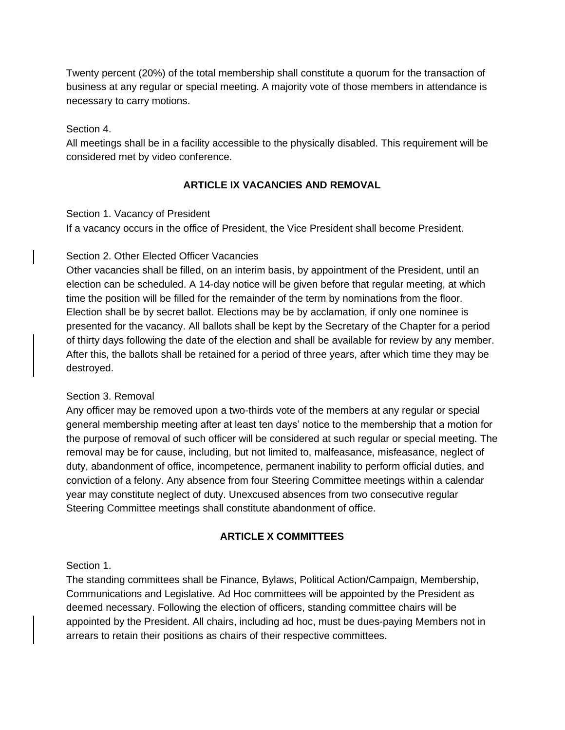Twenty percent (20%) of the total membership shall constitute a quorum for the transaction of business at any regular or special meeting. A majority vote of those members in attendance is necessary to carry motions.

Section 4.
All meetings shall be in a facility accessible to the physically disabled. This requirement will be considered met by video conference.

## ARTICLE IX VACANCIES AND REMOVAL

Section 1. Vacancy of President
If a vacancy occurs in the office of President, the Vice President shall become President.

Section 2. Other Elected Officer Vacancies
Other vacancies shall be filled, on an interim basis, by appointment of the President, until an election can be scheduled. A 14-day notice will be given before that regular meeting, at which time the position will be filled for the remainder of the term by nominations from the floor. Election shall be by secret ballot. Elections may be by acclamation, if only one nominee is presented for the vacancy. All ballots shall be kept by the Secretary of the Chapter for a period of thirty days following the date of the election and shall be available for review by any member. After this, the ballots shall be retained for a period of three years, after which time they may be destroyed.

Section 3. Removal
Any officer may be removed upon a two-thirds vote of the members at any regular or special general membership meeting after at least ten days' notice to the membership that a motion for the purpose of removal of such officer will be considered at such regular or special meeting. The removal may be for cause, including, but not limited to, malfeasance, misfeasance, neglect of duty, abandonment of office, incompetence, permanent inability to perform official duties, and conviction of a felony. Any absence from four Steering Committee meetings within a calendar year may constitute neglect of duty. Unexcused absences from two consecutive regular Steering Committee meetings shall constitute abandonment of office.

## ARTICLE X COMMITTEES

Section 1.
The standing committees shall be Finance, Bylaws, Political Action/Campaign, Membership, Communications and Legislative. Ad Hoc committees will be appointed by the President as deemed necessary. Following the election of officers, standing committee chairs will be appointed by the President. All chairs, including ad hoc, must be dues-paying Members not in arrears to retain their positions as chairs of their respective committees.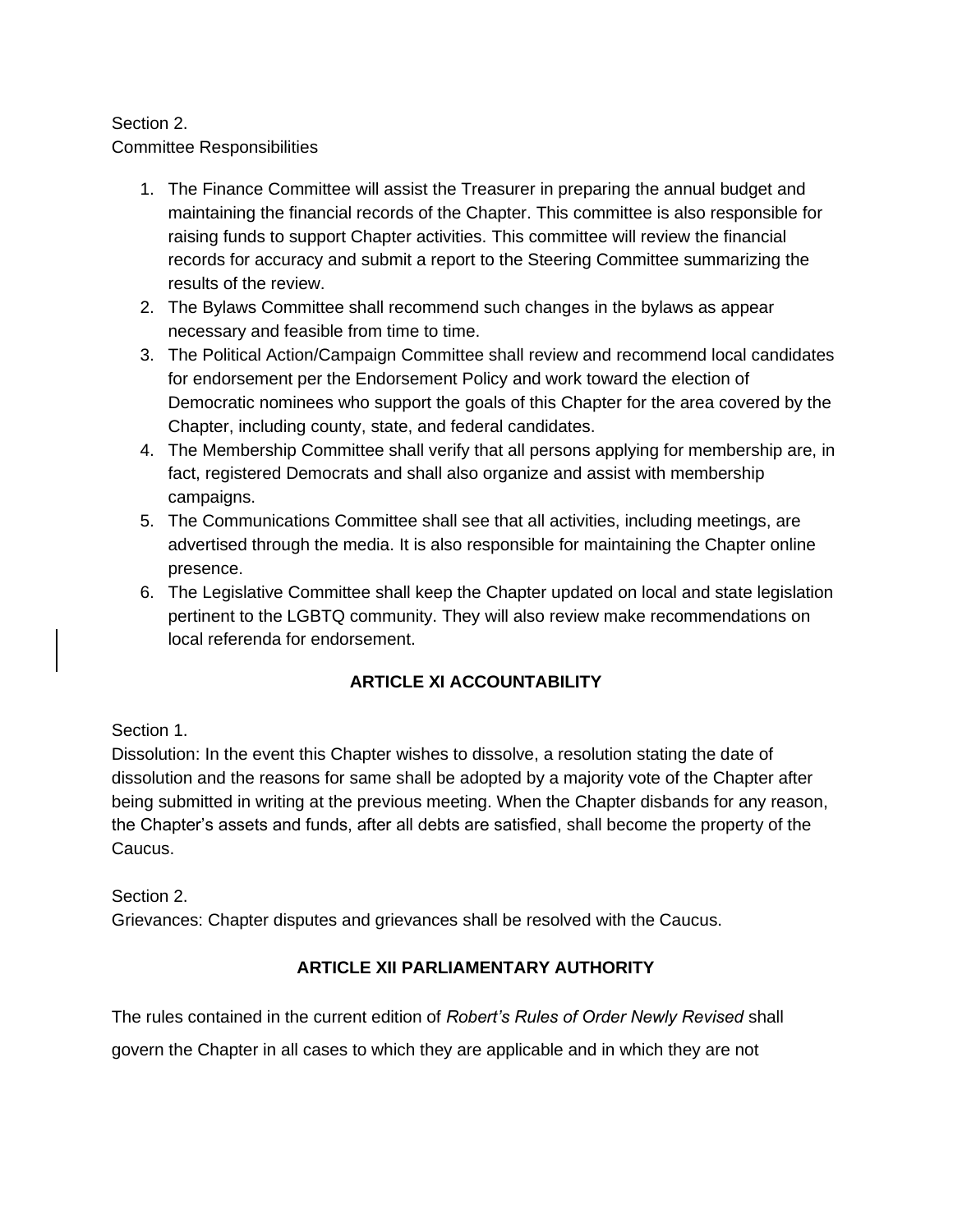Section 2.
Committee Responsibilities

1. The Finance Committee will assist the Treasurer in preparing the annual budget and maintaining the financial records of the Chapter. This committee is also responsible for raising funds to support Chapter activities. This committee will review the financial records for accuracy and submit a report to the Steering Committee summarizing the results of the review.
2. The Bylaws Committee shall recommend such changes in the bylaws as appear necessary and feasible from time to time.
3. The Political Action/Campaign Committee shall review and recommend local candidates for endorsement per the Endorsement Policy and work toward the election of Democratic nominees who support the goals of this Chapter for the area covered by the Chapter, including county, state, and federal candidates.
4. The Membership Committee shall verify that all persons applying for membership are, in fact, registered Democrats and shall also organize and assist with membership campaigns.
5. The Communications Committee shall see that all activities, including meetings, are advertised through the media. It is also responsible for maintaining the Chapter online presence.
6. The Legislative Committee shall keep the Chapter updated on local and state legislation pertinent to the LGBTQ community. They will also review make recommendations on local referenda for endorsement.

## ARTICLE XI ACCOUNTABILITY

Section 1.
Dissolution: In the event this Chapter wishes to dissolve, a resolution stating the date of dissolution and the reasons for same shall be adopted by a majority vote of the Chapter after being submitted in writing at the previous meeting. When the Chapter disbands for any reason, the Chapter's assets and funds, after all debts are satisfied, shall become the property of the Caucus.

Section 2.
Grievances: Chapter disputes and grievances shall be resolved with the Caucus.

## ARTICLE XII PARLIAMENTARY AUTHORITY

The rules contained in the current edition of *Robert's Rules of Order Newly Revised* shall govern the Chapter in all cases to which they are applicable and in which they are not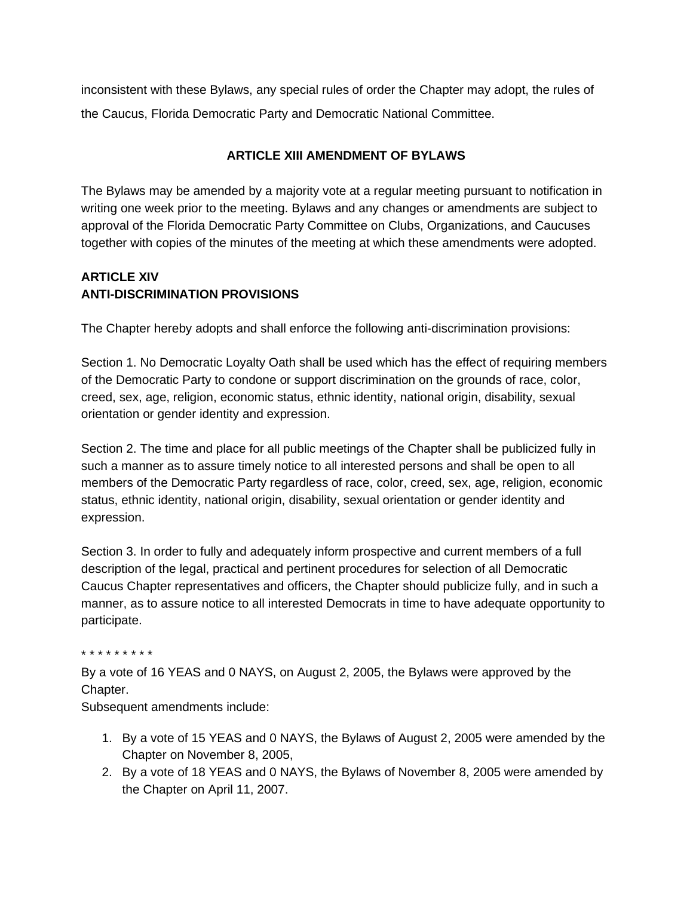inconsistent with these Bylaws, any special rules of order the Chapter may adopt, the rules of the Caucus, Florida Democratic Party and Democratic National Committee.

## ARTICLE XIII AMENDMENT OF BYLAWS

The Bylaws may be amended by a majority vote at a regular meeting pursuant to notification in writing one week prior to the meeting. Bylaws and any changes or amendments are subject to approval of the Florida Democratic Party Committee on Clubs, Organizations, and Caucuses together with copies of the minutes of the meeting at which these amendments were adopted.

## ARTICLE XIV
## ANTI-DISCRIMINATION PROVISIONS

The Chapter hereby adopts and shall enforce the following anti-discrimination provisions:

Section 1. No Democratic Loyalty Oath shall be used which has the effect of requiring members of the Democratic Party to condone or support discrimination on the grounds of race, color, creed, sex, age, religion, economic status, ethnic identity, national origin, disability, sexual orientation or gender identity and expression.

Section 2. The time and place for all public meetings of the Chapter shall be publicized fully in such a manner as to assure timely notice to all interested persons and shall be open to all members of the Democratic Party regardless of race, color, creed, sex, age, religion, economic status, ethnic identity, national origin, disability, sexual orientation or gender identity and expression.

Section 3. In order to fully and adequately inform prospective and current members of a full description of the legal, practical and pertinent procedures for selection of all Democratic Caucus Chapter representatives and officers, the Chapter should publicize fully, and in such a manner, as to assure notice to all interested Democrats in time to have adequate opportunity to participate.

* * * * * * * * *

By a vote of 16 YEAS and 0 NAYS, on August 2, 2005, the Bylaws were approved by the Chapter.
Subsequent amendments include:

1. By a vote of 15 YEAS and 0 NAYS, the Bylaws of August 2, 2005 were amended by the Chapter on November 8, 2005,
2. By a vote of 18 YEAS and 0 NAYS, the Bylaws of November 8, 2005 were amended by the Chapter on April 11, 2007.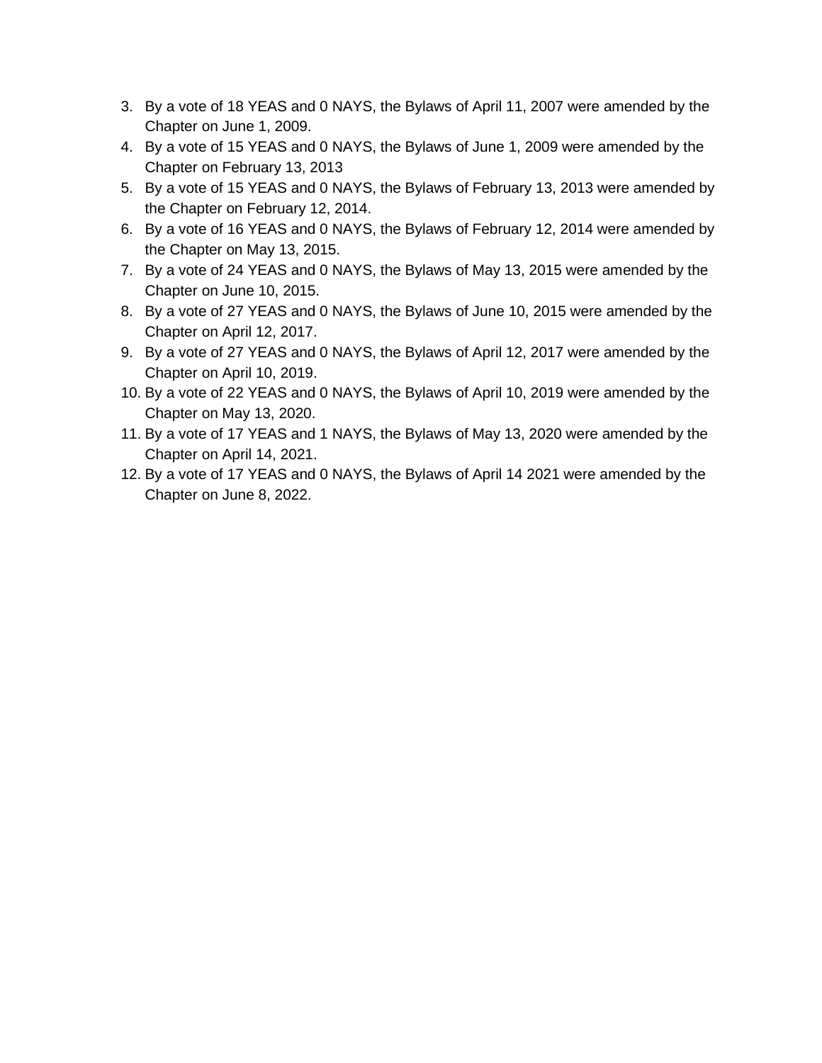3. By a vote of 18 YEAS and 0 NAYS, the Bylaws of April 11, 2007 were amended by the Chapter on June 1, 2009.
4. By a vote of 15 YEAS and 0 NAYS, the Bylaws of June 1, 2009 were amended by the Chapter on February 13, 2013
5. By a vote of 15 YEAS and 0 NAYS, the Bylaws of February 13, 2013 were amended by the Chapter on February 12, 2014.
6. By a vote of 16 YEAS and 0 NAYS, the Bylaws of February 12, 2014 were amended by the Chapter on May 13, 2015.
7. By a vote of 24 YEAS and 0 NAYS, the Bylaws of May 13, 2015 were amended by the Chapter on June 10, 2015.
8. By a vote of 27 YEAS and 0 NAYS, the Bylaws of June 10, 2015 were amended by the Chapter on April 12, 2017.
9. By a vote of 27 YEAS and 0 NAYS, the Bylaws of April 12, 2017 were amended by the Chapter on April 10, 2019.
10. By a vote of 22 YEAS and 0 NAYS, the Bylaws of April 10, 2019 were amended by the Chapter on May 13, 2020.
11. By a vote of 17 YEAS and 1 NAYS, the Bylaws of May 13, 2020 were amended by the Chapter on April 14, 2021.
12. By a vote of 17 YEAS and 0 NAYS, the Bylaws of April 14 2021 were amended by the Chapter on June 8, 2022.